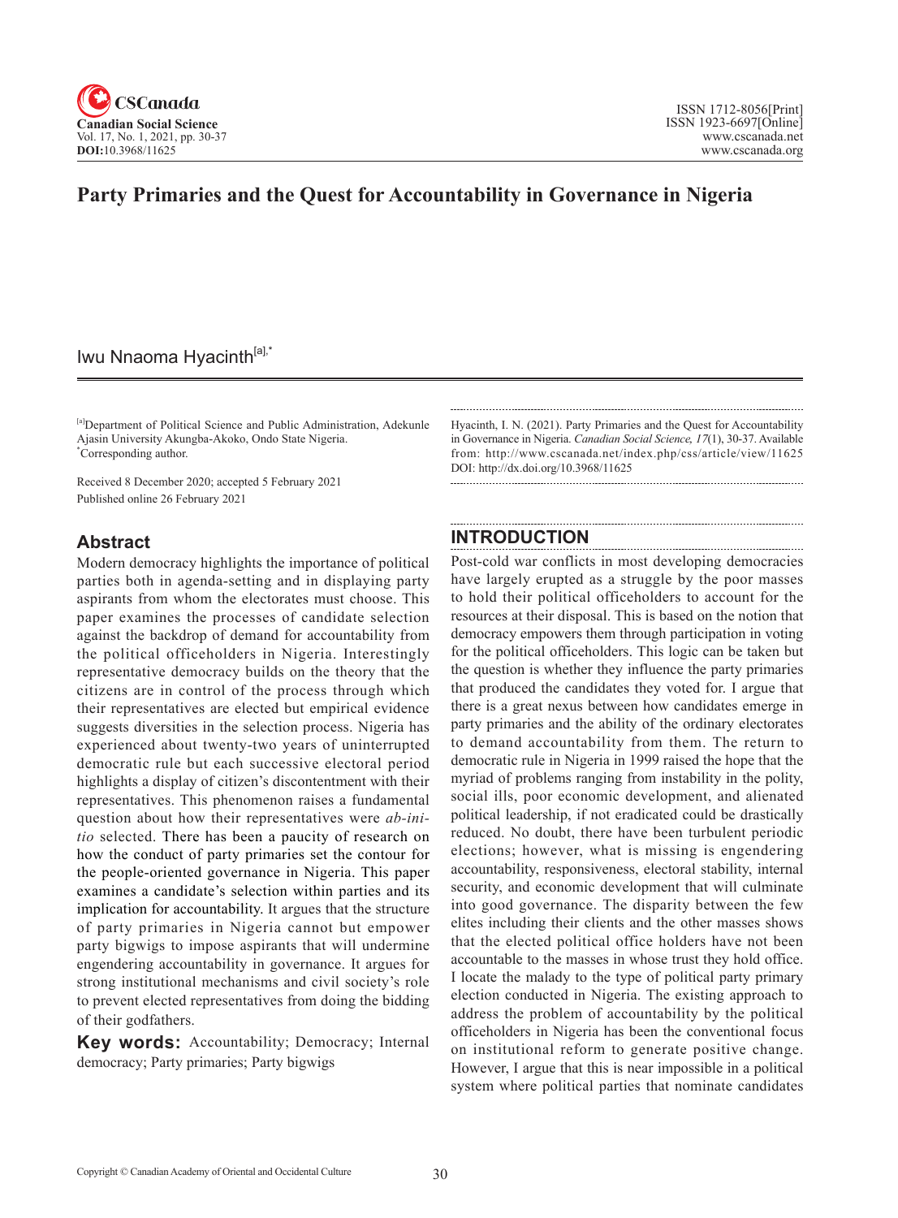# Party Primaries and the Quest for Accountability in Governance in Nigeria

Iwu Nnaoma Hyacinth[a],*

[a]Department of Political Science and Public Administration, Adekunle Ajasin University Akungba-Akoko, Ondo State Nigeria.
*Corresponding author.

Received 8 December 2020; accepted 5 February 2021
Published online 26 February 2021

Hyacinth, I. N. (2021). Party Primaries and the Quest for Accountability in Governance in Nigeria. *Canadian Social Science, 17*(1), 30-37. Available from: http://www.cscanada.net/index.php/css/article/view/11625
DOI: http://dx.doi.org/10.3968/11625

## Abstract

Modern democracy highlights the importance of political parties both in agenda-setting and in displaying party aspirants from whom the electorates must choose. This paper examines the processes of candidate selection against the backdrop of demand for accountability from the political officeholders in Nigeria. Interestingly representative democracy builds on the theory that the citizens are in control of the process through which their representatives are elected but empirical evidence suggests diversities in the selection process. Nigeria has experienced about twenty-two years of uninterrupted democratic rule but each successive electoral period highlights a display of citizen's discontentment with their representatives. This phenomenon raises a fundamental question about how their representatives were *ab-initio* selected. There has been a paucity of research on how the conduct of party primaries set the contour for the people-oriented governance in Nigeria. This paper examines a candidate's selection within parties and its implication for accountability. It argues that the structure of party primaries in Nigeria cannot but empower party bigwigs to impose aspirants that will undermine engendering accountability in governance. It argues for strong institutional mechanisms and civil society's role to prevent elected representatives from doing the bidding of their godfathers.

**Key words:** Accountability; Democracy; Internal democracy; Party primaries; Party bigwigs

## INTRODUCTION

Post-cold war conflicts in most developing democracies have largely erupted as a struggle by the poor masses to hold their political officeholders to account for the resources at their disposal. This is based on the notion that democracy empowers them through participation in voting for the political officeholders. This logic can be taken but the question is whether they influence the party primaries that produced the candidates they voted for. I argue that there is a great nexus between how candidates emerge in party primaries and the ability of the ordinary electorates to demand accountability from them. The return to democratic rule in Nigeria in 1999 raised the hope that the myriad of problems ranging from instability in the polity, social ills, poor economic development, and alienated political leadership, if not eradicated could be drastically reduced. No doubt, there have been turbulent periodic elections; however, what is missing is engendering accountability, responsiveness, electoral stability, internal security, and economic development that will culminate into good governance. The disparity between the few elites including their clients and the other masses shows that the elected political office holders have not been accountable to the masses in whose trust they hold office. I locate the malady to the type of political party primary election conducted in Nigeria. The existing approach to address the problem of accountability by the political officeholders in Nigeria has been the conventional focus on institutional reform to generate positive change. However, I argue that this is near impossible in a political system where political parties that nominate candidates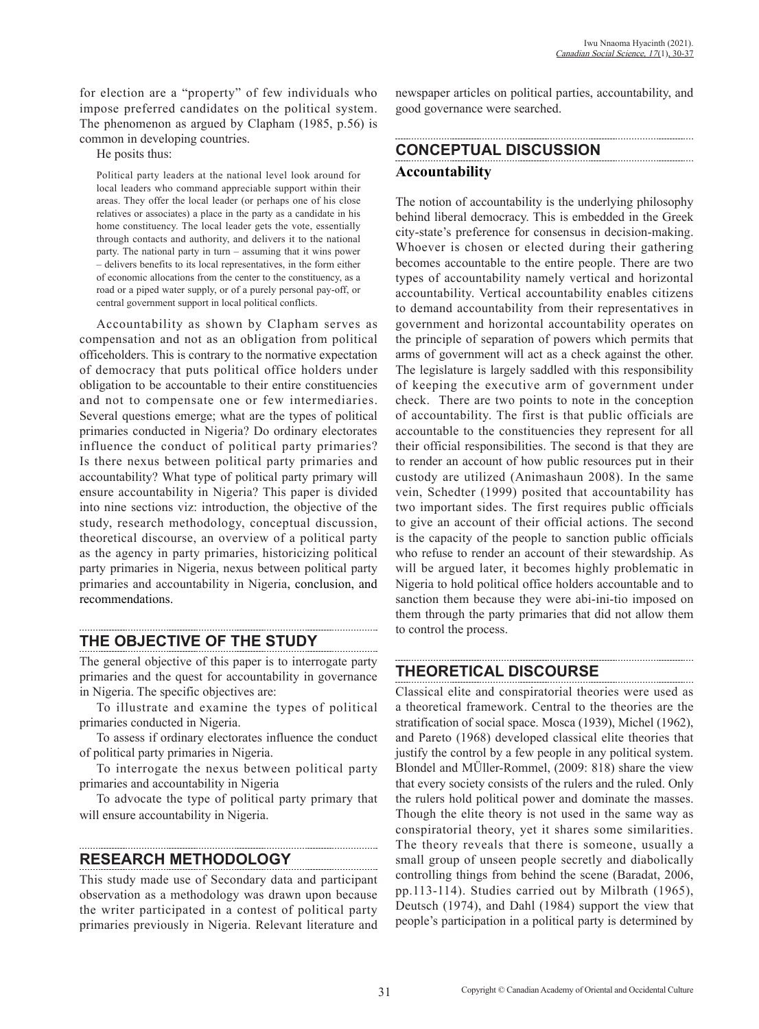for election are a "property" of few individuals who impose preferred candidates on the political system. The phenomenon as argued by Clapham (1985, p.56) is common in developing countries.

He posits thus:

> Political party leaders at the national level look around for local leaders who command appreciable support within their areas. They offer the local leader (or perhaps one of his close relatives or associates) a place in the party as a candidate in his home constituency. The local leader gets the vote, essentially through contacts and authority, and delivers it to the national party. The national party in turn – assuming that it wins power – delivers benefits to its local representatives, in the form either of economic allocations from the center to the constituency, as a road or a piped water supply, or of a purely personal pay-off, or central government support in local political conflicts.

Accountability as shown by Clapham serves as compensation and not as an obligation from political officeholders. This is contrary to the normative expectation of democracy that puts political office holders under obligation to be accountable to their entire constituencies and not to compensate one or few intermediaries. Several questions emerge; what are the types of political primaries conducted in Nigeria? Do ordinary electorates influence the conduct of political party primaries? Is there nexus between political party primaries and accountability? What type of political party primary will ensure accountability in Nigeria? This paper is divided into nine sections viz: introduction, the objective of the study, research methodology, conceptual discussion, theoretical discourse, an overview of a political party as the agency in party primaries, historicizing political party primaries in Nigeria, nexus between political party primaries and accountability in Nigeria, conclusion, and recommendations.

## THE OBJECTIVE OF THE STUDY

The general objective of this paper is to interrogate party primaries and the quest for accountability in governance in Nigeria. The specific objectives are:

To illustrate and examine the types of political primaries conducted in Nigeria.

To assess if ordinary electorates influence the conduct of political party primaries in Nigeria.

To interrogate the nexus between political party primaries and accountability in Nigeria

To advocate the type of political party primary that will ensure accountability in Nigeria.

## RESEARCH METHODOLOGY

This study made use of Secondary data and participant observation as a methodology was drawn upon because the writer participated in a contest of political party primaries previously in Nigeria. Relevant literature and newspaper articles on political parties, accountability, and good governance were searched.

## CONCEPTUAL DISCUSSION

### Accountability

The notion of accountability is the underlying philosophy behind liberal democracy. This is embedded in the Greek city-state's preference for consensus in decision-making. Whoever is chosen or elected during their gathering becomes accountable to the entire people. There are two types of accountability namely vertical and horizontal accountability. Vertical accountability enables citizens to demand accountability from their representatives in government and horizontal accountability operates on the principle of separation of powers which permits that arms of government will act as a check against the other. The legislature is largely saddled with this responsibility of keeping the executive arm of government under check. There are two points to note in the conception of accountability. The first is that public officials are accountable to the constituencies they represent for all their official responsibilities. The second is that they are to render an account of how public resources put in their custody are utilized (Animashaun 2008). In the same vein, Schedter (1999) posited that accountability has two important sides. The first requires public officials to give an account of their official actions. The second is the capacity of the people to sanction public officials who refuse to render an account of their stewardship. As will be argued later, it becomes highly problematic in Nigeria to hold political office holders accountable and to sanction them because they were abi-ini-tio imposed on them through the party primaries that did not allow them to control the process.

## THEORETICAL DISCOURSE

Classical elite and conspiratorial theories were used as a theoretical framework. Central to the theories are the stratification of social space. Mosca (1939), Michel (1962), and Pareto (1968) developed classical elite theories that justify the control by a few people in any political system. Blondel and MÜller-Rommel, (2009: 818) share the view that every society consists of the rulers and the ruled. Only the rulers hold political power and dominate the masses. Though the elite theory is not used in the same way as conspiratorial theory, yet it shares some similarities. The theory reveals that there is someone, usually a small group of unseen people secretly and diabolically controlling things from behind the scene (Baradat, 2006, pp.113-114). Studies carried out by Milbrath (1965), Deutsch (1974), and Dahl (1984) support the view that people's participation in a political party is determined by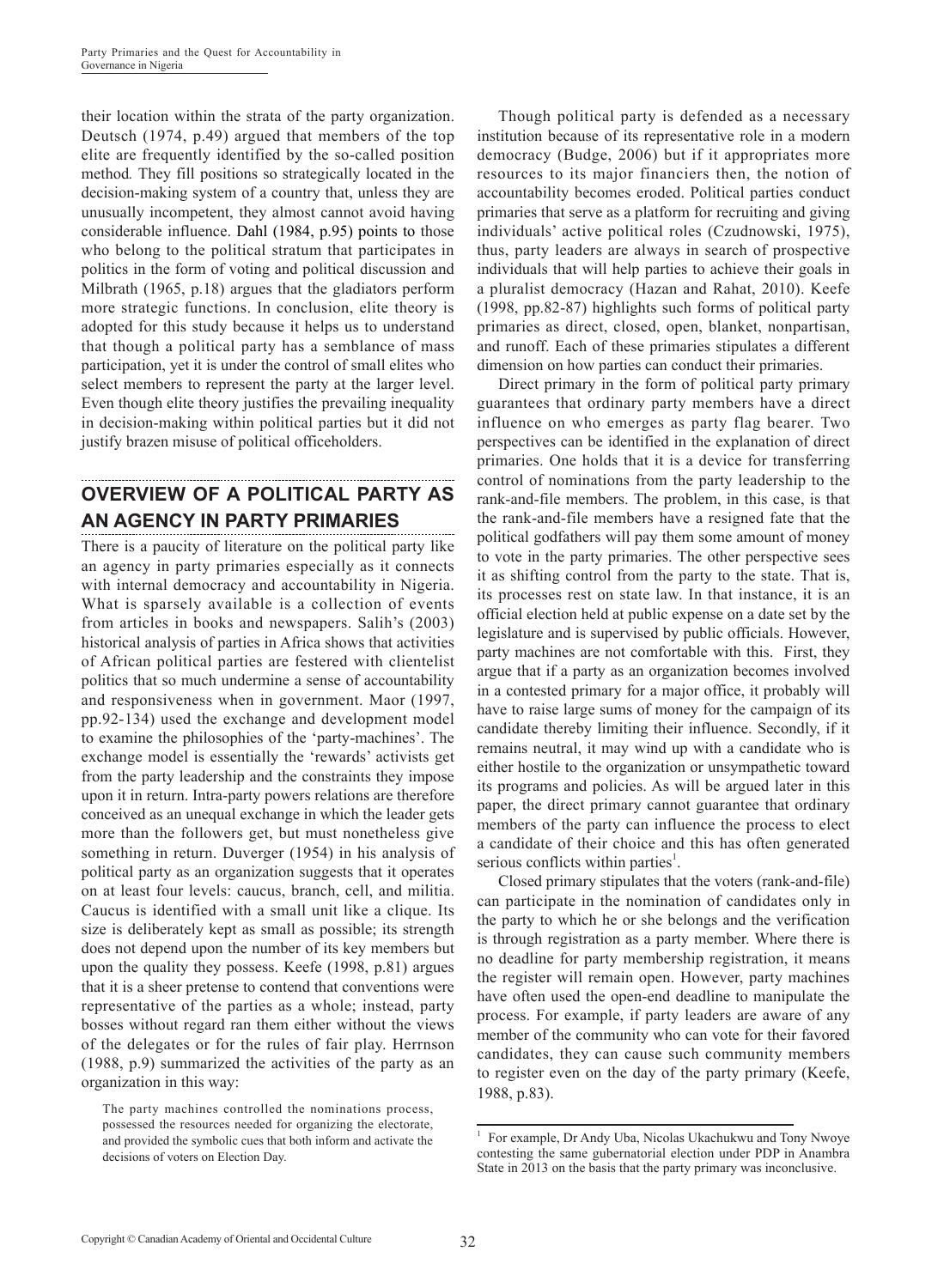their location within the strata of the party organization. Deutsch (1974, p.49) argued that members of the top elite are frequently identified by the so-called position method*.* They fill positions so strategically located in the decision-making system of a country that, unless they are unusually incompetent, they almost cannot avoid having considerable influence. Dahl (1984, p.95) points to those who belong to the political stratum that participates in politics in the form of voting and political discussion and Milbrath (1965, p.18) argues that the gladiators perform more strategic functions. In conclusion, elite theory is adopted for this study because it helps us to understand that though a political party has a semblance of mass participation, yet it is under the control of small elites who select members to represent the party at the larger level. Even though elite theory justifies the prevailing inequality in decision-making within political parties but it did not justify brazen misuse of political officeholders.

## OVERVIEW OF A POLITICAL PARTY AS AN AGENCY IN PARTY PRIMARIES

There is a paucity of literature on the political party like an agency in party primaries especially as it connects with internal democracy and accountability in Nigeria. What is sparsely available is a collection of events from articles in books and newspapers. Salih's (2003) historical analysis of parties in Africa shows that activities of African political parties are festered with clientelist politics that so much undermine a sense of accountability and responsiveness when in government. Maor (1997, pp.92-134) used the exchange and development model to examine the philosophies of the 'party-machines'. The exchange model is essentially the 'rewards' activists get from the party leadership and the constraints they impose upon it in return. Intra-party powers relations are therefore conceived as an unequal exchange in which the leader gets more than the followers get, but must nonetheless give something in return. Duverger (1954) in his analysis of political party as an organization suggests that it operates on at least four levels: caucus, branch, cell, and militia. Caucus is identified with a small unit like a clique. Its size is deliberately kept as small as possible; its strength does not depend upon the number of its key members but upon the quality they possess. Keefe (1998, p.81) argues that it is a sheer pretense to contend that conventions were representative of the parties as a whole; instead, party bosses without regard ran them either without the views of the delegates or for the rules of fair play. Herrnson (1988, p.9) summarized the activities of the party as an organization in this way:

> The party machines controlled the nominations process, possessed the resources needed for organizing the electorate, and provided the symbolic cues that both inform and activate the decisions of voters on Election Day.

Though political party is defended as a necessary institution because of its representative role in a modern democracy (Budge, 2006) but if it appropriates more resources to its major financiers then, the notion of accountability becomes eroded. Political parties conduct primaries that serve as a platform for recruiting and giving individuals' active political roles (Czudnowski, 1975), thus, party leaders are always in search of prospective individuals that will help parties to achieve their goals in a pluralist democracy (Hazan and Rahat, 2010). Keefe (1998, pp.82-87) highlights such forms of political party primaries as direct, closed, open, blanket, nonpartisan, and runoff. Each of these primaries stipulates a different dimension on how parties can conduct their primaries.

Direct primary in the form of political party primary guarantees that ordinary party members have a direct influence on who emerges as party flag bearer. Two perspectives can be identified in the explanation of direct primaries. One holds that it is a device for transferring control of nominations from the party leadership to the rank-and-file members. The problem, in this case, is that the rank-and-file members have a resigned fate that the political godfathers will pay them some amount of money to vote in the party primaries. The other perspective sees it as shifting control from the party to the state. That is, its processes rest on state law. In that instance, it is an official election held at public expense on a date set by the legislature and is supervised by public officials. However, party machines are not comfortable with this. First, they argue that if a party as an organization becomes involved in a contested primary for a major office, it probably will have to raise large sums of money for the campaign of its candidate thereby limiting their influence. Secondly, if it remains neutral, it may wind up with a candidate who is either hostile to the organization or unsympathetic toward its programs and policies. As will be argued later in this paper, the direct primary cannot guarantee that ordinary members of the party can influence the process to elect a candidate of their choice and this has often generated serious conflicts within parties[1].

Closed primary stipulates that the voters (rank-and-file) can participate in the nomination of candidates only in the party to which he or she belongs and the verification is through registration as a party member. Where there is no deadline for party membership registration, it means the register will remain open. However, party machines have often used the open-end deadline to manipulate the process. For example, if party leaders are aware of any member of the community who can vote for their favored candidates, they can cause such community members to register even on the day of the party primary (Keefe, 1988, p.83).

---

[1] For example, Dr Andy Uba, Nicolas Ukachukwu and Tony Nwoye contesting the same gubernatorial election under PDP in Anambra State in 2013 on the basis that the party primary was inconclusive.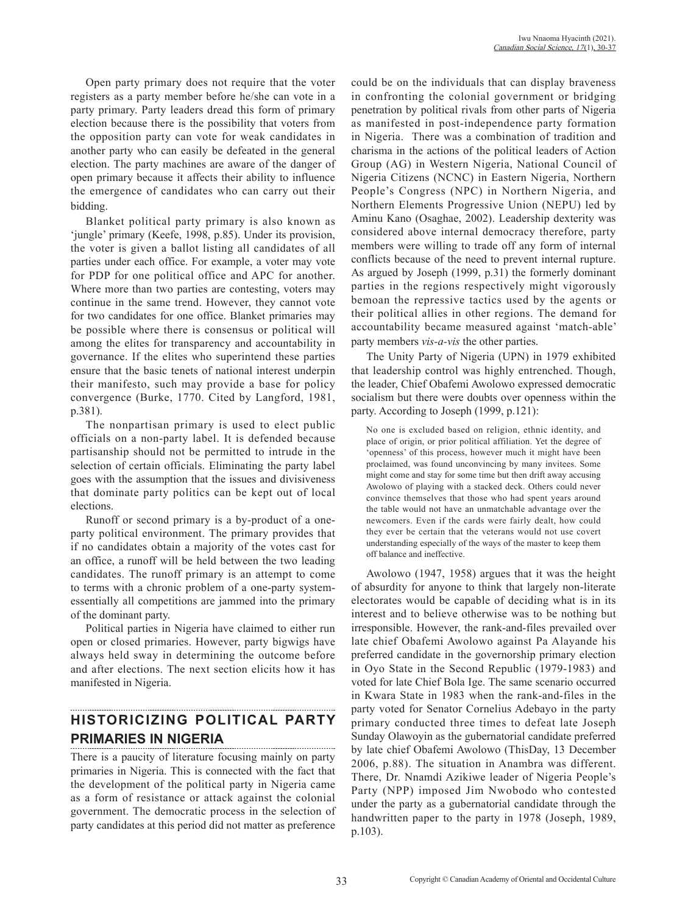Open party primary does not require that the voter registers as a party member before he/she can vote in a party primary. Party leaders dread this form of primary election because there is the possibility that voters from the opposition party can vote for weak candidates in another party who can easily be defeated in the general election. The party machines are aware of the danger of open primary because it affects their ability to influence the emergence of candidates who can carry out their bidding.

Blanket political party primary is also known as 'jungle' primary (Keefe, 1998, p.85). Under its provision, the voter is given a ballot listing all candidates of all parties under each office. For example, a voter may vote for PDP for one political office and APC for another. Where more than two parties are contesting, voters may continue in the same trend. However, they cannot vote for two candidates for one office. Blanket primaries may be possible where there is consensus or political will among the elites for transparency and accountability in governance. If the elites who superintend these parties ensure that the basic tenets of national interest underpin their manifesto, such may provide a base for policy convergence (Burke, 1770. Cited by Langford, 1981, p.381).

The nonpartisan primary is used to elect public officials on a non-party label. It is defended because partisanship should not be permitted to intrude in the selection of certain officials. Eliminating the party label goes with the assumption that the issues and divisiveness that dominate party politics can be kept out of local elections.

Runoff or second primary is a by-product of a one-party political environment. The primary provides that if no candidates obtain a majority of the votes cast for an office, a runoff will be held between the two leading candidates. The runoff primary is an attempt to come to terms with a chronic problem of a one-party system-essentially all competitions are jammed into the primary of the dominant party.

Political parties in Nigeria have claimed to either run open or closed primaries. However, party bigwigs have always held sway in determining the outcome before and after elections. The next section elicits how it has manifested in Nigeria.

## HISTORICIZING POLITICAL PARTY PRIMARIES IN NIGERIA

There is a paucity of literature focusing mainly on party primaries in Nigeria. This is connected with the fact that the development of the political party in Nigeria came as a form of resistance or attack against the colonial government. The democratic process in the selection of party candidates at this period did not matter as preference could be on the individuals that can display braveness in confronting the colonial government or bridging penetration by political rivals from other parts of Nigeria as manifested in post-independence party formation in Nigeria. There was a combination of tradition and charisma in the actions of the political leaders of Action Group (AG) in Western Nigeria, National Council of Nigeria Citizens (NCNC) in Eastern Nigeria, Northern People's Congress (NPC) in Northern Nigeria, and Northern Elements Progressive Union (NEPU) led by Aminu Kano (Osaghae, 2002). Leadership dexterity was considered above internal democracy therefore, party members were willing to trade off any form of internal conflicts because of the need to prevent internal rupture. As argued by Joseph (1999, p.31) the formerly dominant parties in the regions respectively might vigorously bemoan the repressive tactics used by the agents or their political allies in other regions. The demand for accountability became measured against 'match-able' party members *vis-a-vis* the other parties.

The Unity Party of Nigeria (UPN) in 1979 exhibited that leadership control was highly entrenched. Though, the leader, Chief Obafemi Awolowo expressed democratic socialism but there were doubts over openness within the party. According to Joseph (1999, p.121):

> No one is excluded based on religion, ethnic identity, and place of origin, or prior political affiliation. Yet the degree of 'openness' of this process, however much it might have been proclaimed, was found unconvincing by many invitees. Some might come and stay for some time but then drift away accusing Awolowo of playing with a stacked deck. Others could never convince themselves that those who had spent years around the table would not have an unmatchable advantage over the newcomers. Even if the cards were fairly dealt, how could they ever be certain that the veterans would not use covert understanding especially of the ways of the master to keep them off balance and ineffective.

Awolowo (1947, 1958) argues that it was the height of absurdity for anyone to think that largely non-literate electorates would be capable of deciding what is in its interest and to believe otherwise was to be nothing but irresponsible. However, the rank-and-files prevailed over late chief Obafemi Awolowo against Pa Alayande his preferred candidate in the governorship primary election in Oyo State in the Second Republic (1979-1983) and voted for late Chief Bola Ige. The same scenario occurred in Kwara State in 1983 when the rank-and-files in the party voted for Senator Cornelius Adebayo in the party primary conducted three times to defeat late Joseph Sunday Olawoyin as the gubernatorial candidate preferred by late chief Obafemi Awolowo (ThisDay, 13 December 2006, p.88). The situation in Anambra was different. There, Dr. Nnamdi Azikiwe leader of Nigeria People's Party (NPP) imposed Jim Nwobodo who contested under the party as a gubernatorial candidate through the handwritten paper to the party in 1978 (Joseph, 1989, p.103).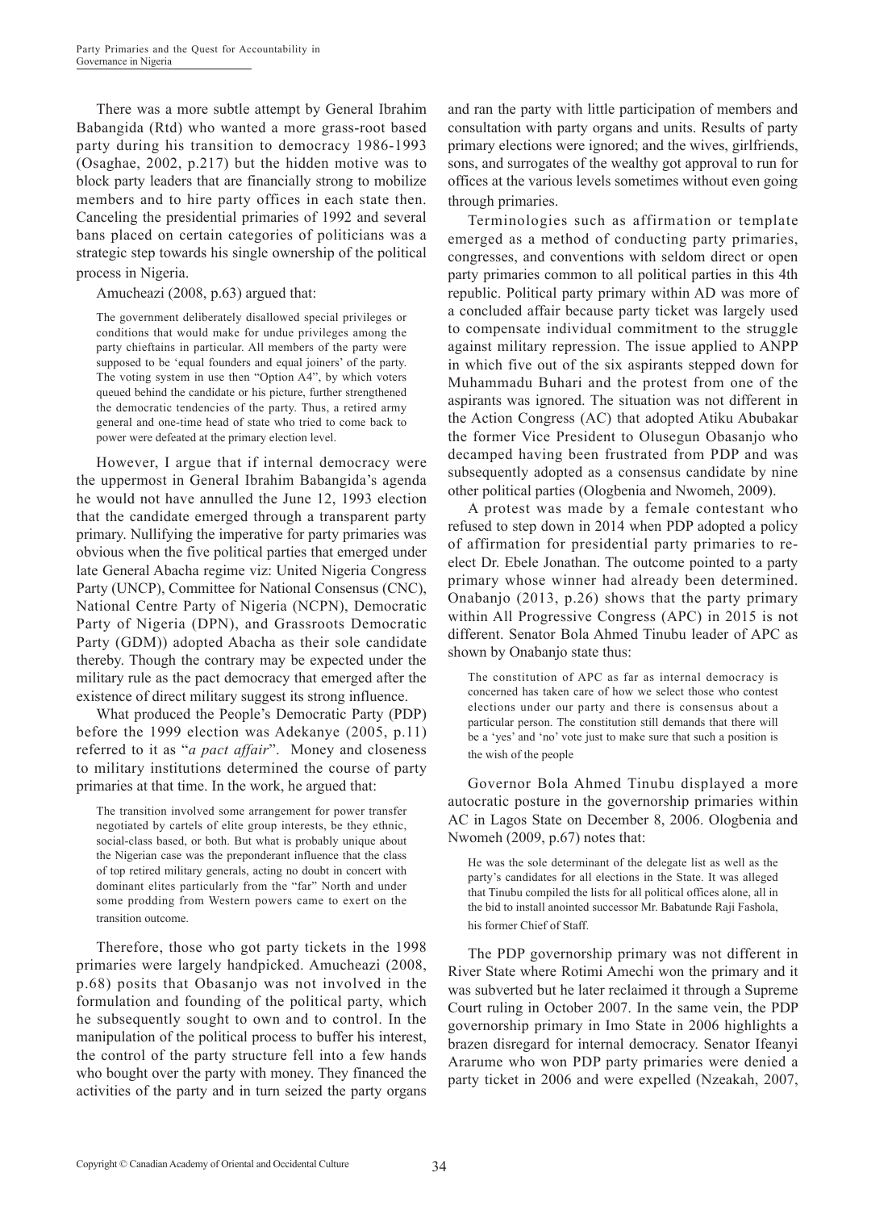There was a more subtle attempt by General Ibrahim Babangida (Rtd) who wanted a more grass-root based party during his transition to democracy 1986-1993 (Osaghae, 2002, p.217) but the hidden motive was to block party leaders that are financially strong to mobilize members and to hire party offices in each state then. Canceling the presidential primaries of 1992 and several bans placed on certain categories of politicians was a strategic step towards his single ownership of the political process in Nigeria.

Amucheazi (2008, p.63) argued that:

> The government deliberately disallowed special privileges or conditions that would make for undue privileges among the party chieftains in particular. All members of the party were supposed to be 'equal founders and equal joiners' of the party. The voting system in use then "Option A4", by which voters queued behind the candidate or his picture, further strengthened the democratic tendencies of the party. Thus, a retired army general and one-time head of state who tried to come back to power were defeated at the primary election level.

However, I argue that if internal democracy were the uppermost in General Ibrahim Babangida's agenda he would not have annulled the June 12, 1993 election that the candidate emerged through a transparent party primary. Nullifying the imperative for party primaries was obvious when the five political parties that emerged under late General Abacha regime viz: United Nigeria Congress Party (UNCP), Committee for National Consensus (CNC), National Centre Party of Nigeria (NCPN), Democratic Party of Nigeria (DPN), and Grassroots Democratic Party (GDM)) adopted Abacha as their sole candidate thereby. Though the contrary may be expected under the military rule as the pact democracy that emerged after the existence of direct military suggest its strong influence.

What produced the People's Democratic Party (PDP) before the 1999 election was Adekanye (2005, p.11) referred to it as "*a pact affair*". Money and closeness to military institutions determined the course of party primaries at that time. In the work, he argued that:

> The transition involved some arrangement for power transfer negotiated by cartels of elite group interests, be they ethnic, social-class based, or both. But what is probably unique about the Nigerian case was the preponderant influence that the class of top retired military generals, acting no doubt in concert with dominant elites particularly from the "far" North and under some prodding from Western powers came to exert on the transition outcome.

Therefore, those who got party tickets in the 1998 primaries were largely handpicked. Amucheazi (2008, p.68) posits that Obasanjo was not involved in the formulation and founding of the political party, which he subsequently sought to own and to control. In the manipulation of the political process to buffer his interest, the control of the party structure fell into a few hands who bought over the party with money. They financed the activities of the party and in turn seized the party organs and ran the party with little participation of members and consultation with party organs and units. Results of party primary elections were ignored; and the wives, girlfriends, sons, and surrogates of the wealthy got approval to run for offices at the various levels sometimes without even going through primaries.

Terminologies such as affirmation or template emerged as a method of conducting party primaries, congresses, and conventions with seldom direct or open party primaries common to all political parties in this 4th republic. Political party primary within AD was more of a concluded affair because party ticket was largely used to compensate individual commitment to the struggle against military repression. The issue applied to ANPP in which five out of the six aspirants stepped down for Muhammadu Buhari and the protest from one of the aspirants was ignored. The situation was not different in the Action Congress (AC) that adopted Atiku Abubakar the former Vice President to Olusegun Obasanjo who decamped having been frustrated from PDP and was subsequently adopted as a consensus candidate by nine other political parties (Ologbenia and Nwomeh, 2009).

A protest was made by a female contestant who refused to step down in 2014 when PDP adopted a policy of affirmation for presidential party primaries to re-elect Dr. Ebele Jonathan. The outcome pointed to a party primary whose winner had already been determined. Onabanjo (2013, p.26) shows that the party primary within All Progressive Congress (APC) in 2015 is not different. Senator Bola Ahmed Tinubu leader of APC as shown by Onabanjo state thus:

> The constitution of APC as far as internal democracy is concerned has taken care of how we select those who contest elections under our party and there is consensus about a particular person. The constitution still demands that there will be a 'yes' and 'no' vote just to make sure that such a position is the wish of the people

Governor Bola Ahmed Tinubu displayed a more autocratic posture in the governorship primaries within AC in Lagos State on December 8, 2006. Ologbenia and Nwomeh (2009, p.67) notes that:

> He was the sole determinant of the delegate list as well as the party's candidates for all elections in the State. It was alleged that Tinubu compiled the lists for all political offices alone, all in the bid to install anointed successor Mr. Babatunde Raji Fashola, his former Chief of Staff.

The PDP governorship primary was not different in River State where Rotimi Amechi won the primary and it was subverted but he later reclaimed it through a Supreme Court ruling in October 2007. In the same vein, the PDP governorship primary in Imo State in 2006 highlights a brazen disregard for internal democracy. Senator Ifeanyi Ararume who won PDP party primaries were denied a party ticket in 2006 and were expelled (Nzeakah, 2007,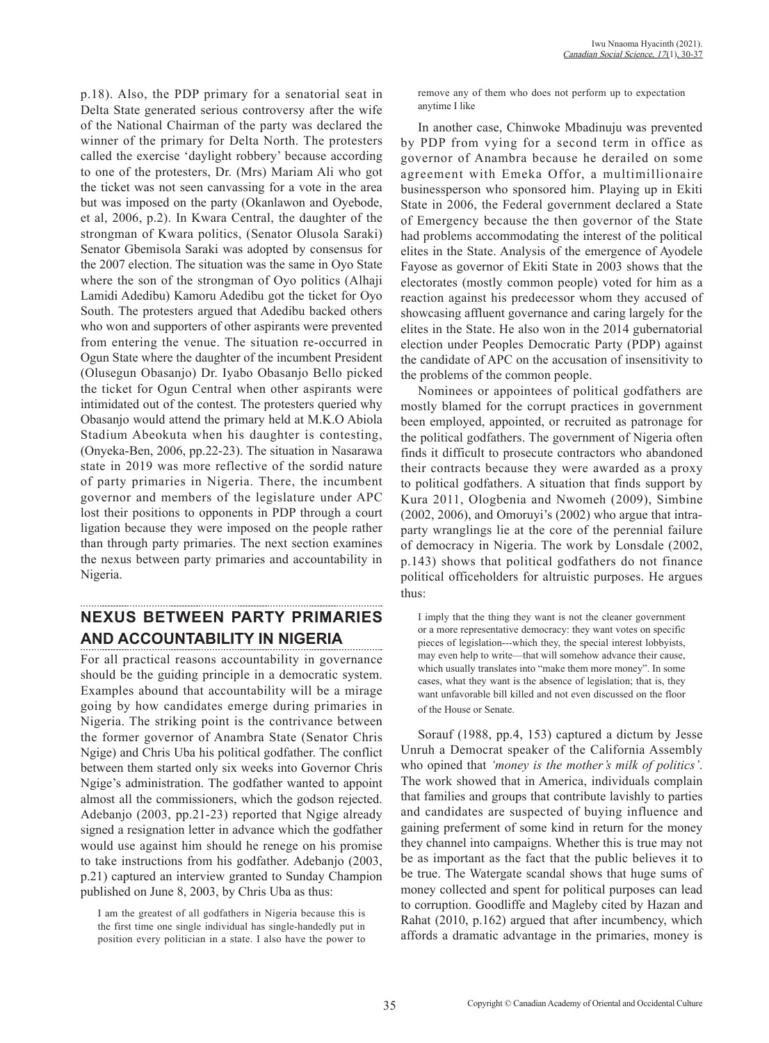p.18). Also, the PDP primary for a senatorial seat in Delta State generated serious controversy after the wife of the National Chairman of the party was declared the winner of the primary for Delta North. The protesters called the exercise 'daylight robbery' because according to one of the protesters, Dr. (Mrs) Mariam Ali who got the ticket was not seen canvassing for a vote in the area but was imposed on the party (Okanlawon and Oyebode, et al, 2006, p.2). In Kwara Central, the daughter of the strongman of Kwara politics, (Senator Olusola Saraki) Senator Gbemisola Saraki was adopted by consensus for the 2007 election. The situation was the same in Oyo State where the son of the strongman of Oyo politics (Alhaji Lamidi Adedibu) Kamoru Adedibu got the ticket for Oyo South. The protesters argued that Adedibu backed others who won and supporters of other aspirants were prevented from entering the venue. The situation re-occurred in Ogun State where the daughter of the incumbent President (Olusegun Obasanjo) Dr. Iyabo Obasanjo Bello picked the ticket for Ogun Central when other aspirants were intimidated out of the contest. The protesters queried why Obasanjo would attend the primary held at M.K.O Abiola Stadium Abeokuta when his daughter is contesting, (Onyeka-Ben, 2006, pp.22-23). The situation in Nasarawa state in 2019 was more reflective of the sordid nature of party primaries in Nigeria. There, the incumbent governor and members of the legislature under APC lost their positions to opponents in PDP through a court ligation because they were imposed on the people rather than through party primaries. The next section examines the nexus between party primaries and accountability in Nigeria.

## NEXUS BETWEEN PARTY PRIMARIES AND ACCOUNTABILITY IN NIGERIA

For all practical reasons accountability in governance should be the guiding principle in a democratic system. Examples abound that accountability will be a mirage going by how candidates emerge during primaries in Nigeria. The striking point is the contrivance between the former governor of Anambra State (Senator Chris Ngige) and Chris Uba his political godfather. The conflict between them started only six weeks into Governor Chris Ngige's administration. The godfather wanted to appoint almost all the commissioners, which the godson rejected. Adebanjo (2003, pp.21-23) reported that Ngige already signed a resignation letter in advance which the godfather would use against him should he renege on his promise to take instructions from his godfather. Adebanjo (2003, p.21) captured an interview granted to Sunday Champion published on June 8, 2003, by Chris Uba as thus:

> I am the greatest of all godfathers in Nigeria because this is the first time one single individual has single-handedly put in position every politician in a state. I also have the power to remove any of them who does not perform up to expectation anytime I like

In another case, Chinwoke Mbadinuju was prevented by PDP from vying for a second term in office as governor of Anambra because he derailed on some agreement with Emeka Offor, a multimillionaire businessperson who sponsored him. Playing up in Ekiti State in 2006, the Federal government declared a State of Emergency because the then governor of the State had problems accommodating the interest of the political elites in the State. Analysis of the emergence of Ayodele Fayose as governor of Ekiti State in 2003 shows that the electorates (mostly common people) voted for him as a reaction against his predecessor whom they accused of showcasing affluent governance and caring largely for the elites in the State. He also won in the 2014 gubernatorial election under Peoples Democratic Party (PDP) against the candidate of APC on the accusation of insensitivity to the problems of the common people.

Nominees or appointees of political godfathers are mostly blamed for the corrupt practices in government been employed, appointed, or recruited as patronage for the political godfathers. The government of Nigeria often finds it difficult to prosecute contractors who abandoned their contracts because they were awarded as a proxy to political godfathers. A situation that finds support by Kura 2011, Ologbenia and Nwomeh (2009), Simbine (2002, 2006), and Omoruyi's (2002) who argue that intra-party wranglings lie at the core of the perennial failure of democracy in Nigeria. The work by Lonsdale (2002, p.143) shows that political godfathers do not finance political officeholders for altruistic purposes. He argues thus:

> I imply that the thing they want is not the cleaner government or a more representative democracy: they want votes on specific pieces of legislation---which they, the special interest lobbyists, may even help to write—that will somehow advance their cause, which usually translates into "make them more money". In some cases, what they want is the absence of legislation; that is, they want unfavorable bill killed and not even discussed on the floor of the House or Senate.

Sorauf (1988, pp.4, 153) captured a dictum by Jesse Unruh a Democrat speaker of the California Assembly who opined that *'money is the mother's milk of politics'*. The work showed that in America, individuals complain that families and groups that contribute lavishly to parties and candidates are suspected of buying influence and gaining preferment of some kind in return for the money they channel into campaigns. Whether this is true may not be as important as the fact that the public believes it to be true. The Watergate scandal shows that huge sums of money collected and spent for political purposes can lead to corruption. Goodliffe and Magleby cited by Hazan and Rahat (2010, p.162) argued that after incumbency, which affords a dramatic advantage in the primaries, money is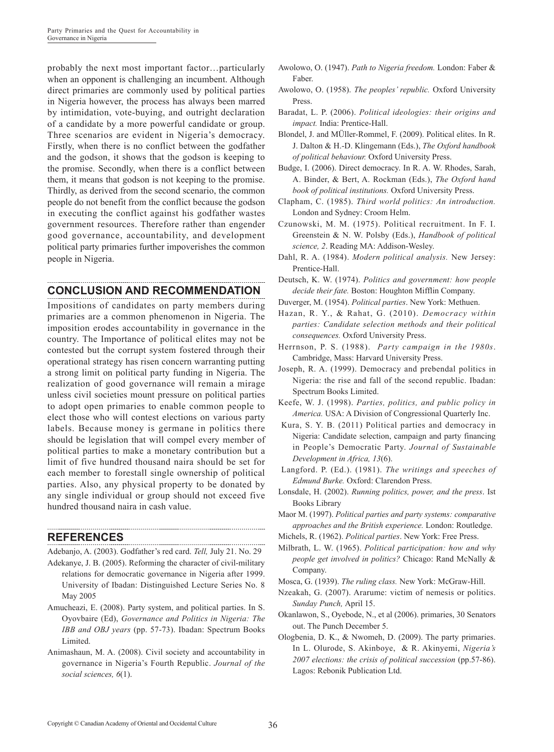probably the next most important factor…particularly when an opponent is challenging an incumbent. Although direct primaries are commonly used by political parties in Nigeria however, the process has always been marred by intimidation, vote-buying, and outright declaration of a candidate by a more powerful candidate or group. Three scenarios are evident in Nigeria's democracy. Firstly, when there is no conflict between the godfather and the godson, it shows that the godson is keeping to the promise. Secondly, when there is a conflict between them, it means that godson is not keeping to the promise. Thirdly, as derived from the second scenario, the common people do not benefit from the conflict because the godson in executing the conflict against his godfather wastes government resources. Therefore rather than engender good governance, accountability, and development political party primaries further impoverishes the common people in Nigeria.

## CONCLUSION AND RECOMMENDATION

Impositions of candidates on party members during primaries are a common phenomenon in Nigeria. The imposition erodes accountability in governance in the country. The Importance of political elites may not be contested but the corrupt system fostered through their operational strategy has risen concern warranting putting a strong limit on political party funding in Nigeria. The realization of good governance will remain a mirage unless civil societies mount pressure on political parties to adopt open primaries to enable common people to elect those who will contest elections on various party labels. Because money is germane in politics there should be legislation that will compel every member of political parties to make a monetary contribution but a limit of five hundred thousand naira should be set for each member to forestall single ownership of political parties. Also, any physical property to be donated by any single individual or group should not exceed five hundred thousand naira in cash value.

## REFERENCES

Adebanjo, A. (2003). Godfather's red card. *Tell,* July 21. No. 29

Adekanye, J. B. (2005). Reforming the character of civil-military relations for democratic governance in Nigeria after 1999. University of Ibadan: Distinguished Lecture Series No. 8 May 2005

Amucheazi, E. (2008). Party system, and political parties. In S. Oyovbaire (Ed), *Governance and Politics in Nigeria: The IBB and OBJ years* (pp. 57-73). Ibadan: Spectrum Books Limited.

Animashaun, M. A. (2008). Civil society and accountability in governance in Nigeria's Fourth Republic. *Journal of the social sciences, 6*(1).

Awolowo, O. (1947). *Path to Nigeria freedom.* London: Faber & Faber.

Awolowo, O. (1958). *The peoples' republic.* Oxford University Press.

Baradat, L. P. (2006). *Political ideologies: their origins and impact.* India: Prentice-Hall.

Blondel, J. and MÜller-Rommel, F. (2009). Political elites. In R. J. Dalton & H.-D. Klingemann (Eds.), *The Oxford handbook of political behaviour.* Oxford University Press.

Budge, I. (2006). Direct democracy. In R. A. W. Rhodes, Sarah, A. Binder, & Bert, A. Rockman (Eds.), *The Oxford hand book of political institutions.* Oxford University Press.

Clapham, C. (1985). *Third world politics: An introduction.* London and Sydney: Croom Helm.

Czunowski, M. M. (1975). Political recruitment. In F. I. Greenstein & N. W. Polsby (Eds.), *Handbook of political science, 2*. Reading MA: Addison-Wesley.

Dahl, R. A. (1984). *Modern political analysis.* New Jersey: Prentice-Hall.

Deutsch, K. W. (1974). *Politics and government: how people decide their fate.* Boston: Houghton Mifflin Company.

Duverger, M. (1954). *Political parties*. New York: Methuen.

Hazan, R. Y., & Rahat, G. (2010). *Democracy within parties: Candidate selection methods and their political consequences.* Oxford University Press.

Herrnson, P. S. (1988). *Party campaign in the 1980s*. Cambridge, Mass: Harvard University Press.

Joseph, R. A. (1999). Democracy and prebendal politics in Nigeria: the rise and fall of the second republic. Ibadan: Spectrum Books Limited.

Keefe, W. J. (1998). *Parties, politics, and public policy in America.* USA: A Division of Congressional Quarterly Inc.

Kura, S. Y. B. (2011) Political parties and democracy in Nigeria: Candidate selection, campaign and party financing in People's Democratic Party. *Journal of Sustainable Development in Africa, 13*(6).

Langford. P. (Ed.). (1981). *The writings and speeches of Edmund Burke.* Oxford: Clarendon Press.

Lonsdale, H. (2002). *Running politics, power, and the press*. Ist Books Library

Maor M. (1997). *Political parties and party systems: comparative approaches and the British experience.* London: Routledge.

Michels, R. (1962). *Political parties*. New York: Free Press.

Milbrath, L. W. (1965). *Political participation: how and why people get involved in politics?* Chicago: Rand McNally & Company.

Mosca, G. (1939). *The ruling class.* New York: McGraw-Hill.

Nzeakah, G. (2007). Ararume: victim of nemesis or politics. *Sunday Punch,* April 15.

Okanlawon, S., Oyebode, N., et al (2006). primaries, 30 Senators out. The Punch December 5.

Ologbenia, D. K., & Nwomeh, D. (2009). The party primaries. In L. Olurode, S. Akinboye, & R. Akinyemi, *Nigeria's 2007 elections: the crisis of political succession* (pp.57-86). Lagos: Rebonik Publication Ltd.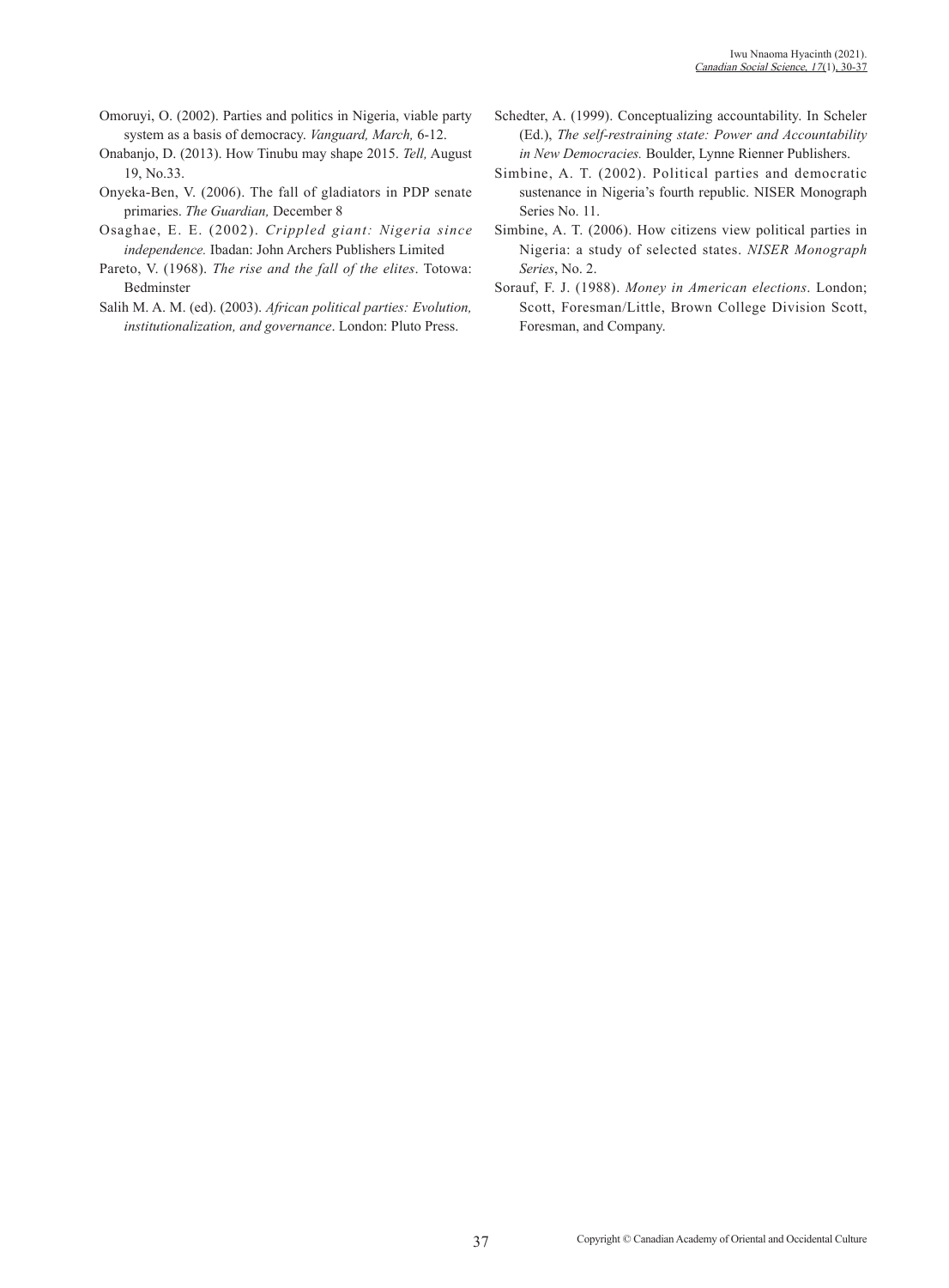Omoruyi, O. (2002). Parties and politics in Nigeria, viable party system as a basis of democracy. *Vanguard, March,* 6-12.

Onabanjo, D. (2013). How Tinubu may shape 2015. *Tell,* August 19, No.33.

Onyeka-Ben, V. (2006). The fall of gladiators in PDP senate primaries. *The Guardian,* December 8

Osaghae, E. E. (2002). *Crippled giant: Nigeria since independence.* Ibadan: John Archers Publishers Limited

Pareto, V. (1968). *The rise and the fall of the elites*. Totowa: Bedminster

Salih M. A. M. (ed). (2003). *African political parties: Evolution, institutionalization, and governance*. London: Pluto Press.

Schedter, A. (1999). Conceptualizing accountability. In Scheler (Ed.), *The self-restraining state: Power and Accountability in New Democracies.* Boulder, Lynne Rienner Publishers.

Simbine, A. T. (2002). Political parties and democratic sustenance in Nigeria's fourth republic. NISER Monograph Series No. 11.

Simbine, A. T. (2006). How citizens view political parties in Nigeria: a study of selected states. *NISER Monograph Series*, No. 2.

Sorauf, F. J. (1988). *Money in American elections*. London; Scott, Foresman/Little, Brown College Division Scott, Foresman, and Company.